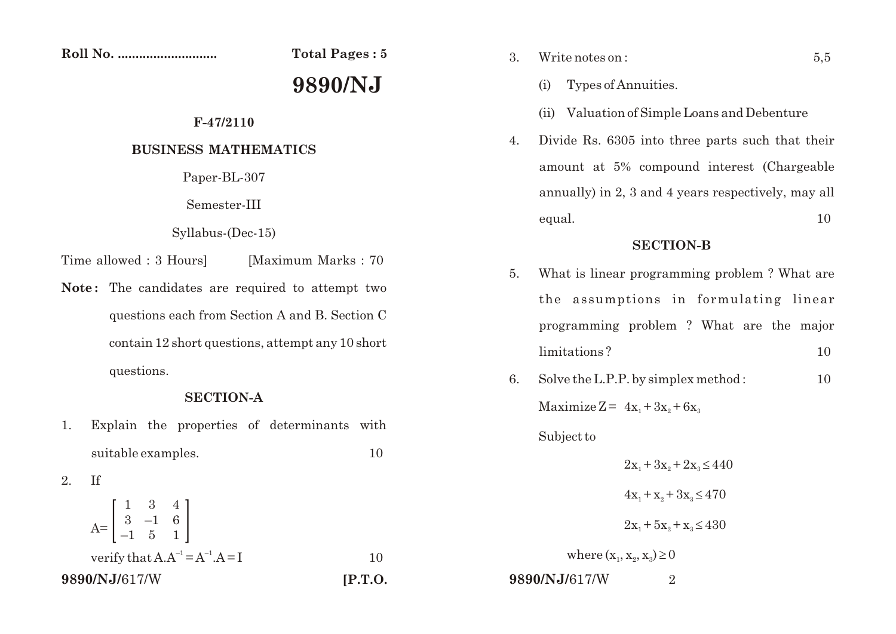Roll No. ........................... **Total Pages : 5**

# 9890/NJ

**F-47/2110**

## BUSINESS MATHEMATICS

Paper-BL-307

Semester-III

Syllabus-(Dec-15)

Time allowed : 3 Hours] [Maximum Marks : 70

**Note :** The candidates are required to attempt two questions each from Section A and B. Section C contain 12 short questions, attempt any 10 short questions.

### SECTION-A

1. Explain the properties of determinants with suitable examples. 10

2. If

$$A = \begin{bmatrix} 1 & 3 & 4 \\ 3 & -1 & 6 \\ -1 & 5 & 1 \end{bmatrix}$$

verify that $A.A^{-1} = A^{-1}.A = I$ 10

3. Write notes on : 5,5
   (i) Types of Annuities.
   (ii) Valuation of Simple Loans and Debenture

4. Divide Rs. 6305 into three parts such that their amount at 5% compound interest (Chargeable annually) in 2, 3 and 4 years respectively, may all equal. 10

### SECTION-B

5. What is linear programming problem ? What are the assumptions in formulating linear programming problem ? What are the major limitations ? 10

6. Solve the L.P.P. by simplex method : 10

   Maximize $Z = 4x_1 + 3x_2 + 6x_3$

   Subject to

$$2x_1 + 3x_2 + 2x_3 \le 440$$

$$4x_1 + x_2 + 3x_3 \le 470$$

$$2x_1 + 5x_2 + x_3 \le 430$$

   where $(x_1, x_2, x_3) \ge 0$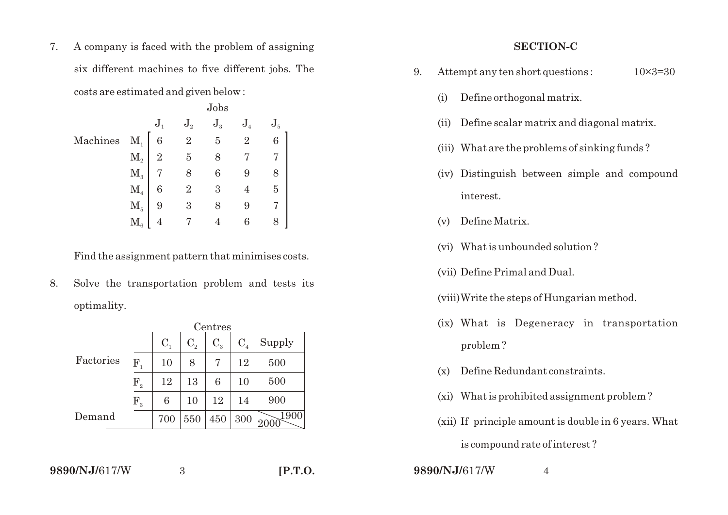7. A company is faced with the problem of assigning six different machines to five different jobs. The costs are estimated and given below :

| Machines | $J_1$ | $J_2$ | $J_3$ | $J_4$ | $J_5$ |
|---|---|---|---|---|---|
| $M_1$ | 6 | 2 | 5 | 2 | 6 |
| $M_2$ | 2 | 5 | 8 | 7 | 7 |
| $M_3$ | 7 | 8 | 6 | 9 | 8 |
| $M_4$ | 6 | 2 | 3 | 4 | 5 |
| $M_5$ | 9 | 3 | 8 | 9 | 7 |
| $M_6$ | 4 | 7 | 4 | 6 | 8 |

Find the assignment pattern that minimises costs.

8. Solve the transportation problem and tests its optimality.

| Factories | $C_1$ | $C_2$ | $C_3$ | $C_4$ | Supply |
|---|---|---|---|---|---|
| $F_1$ | 10 | 8 | 7 | 12 | 500 |
| $F_2$ | 12 | 13 | 6 | 10 | 500 |
| $F_3$ | 6 | 10 | 12 | 14 | 900 |
| Demand | 700 | 550 | 450 | 300 | 2000 \ 1900 |

## SECTION-C

9. Attempt any ten short questions : 10×3=30

   (i) Define orthogonal matrix.

   (ii) Define scalar matrix and diagonal matrix.

   (iii) What are the problems of sinking funds ?

   (iv) Distinguish between simple and compound interest.

   (v) Define Matrix.

   (vi) What is unbounded solution ?

   (vii) Define Primal and Dual.

   (viii) Write the steps of Hungarian method.

   (ix) What is Degeneracy in transportation problem ?

   (x) Define Redundant constraints.

   (xi) What is prohibited assignment problem ?

   (xii) If principle amount is double in 6 years. What is compound rate of interest ?